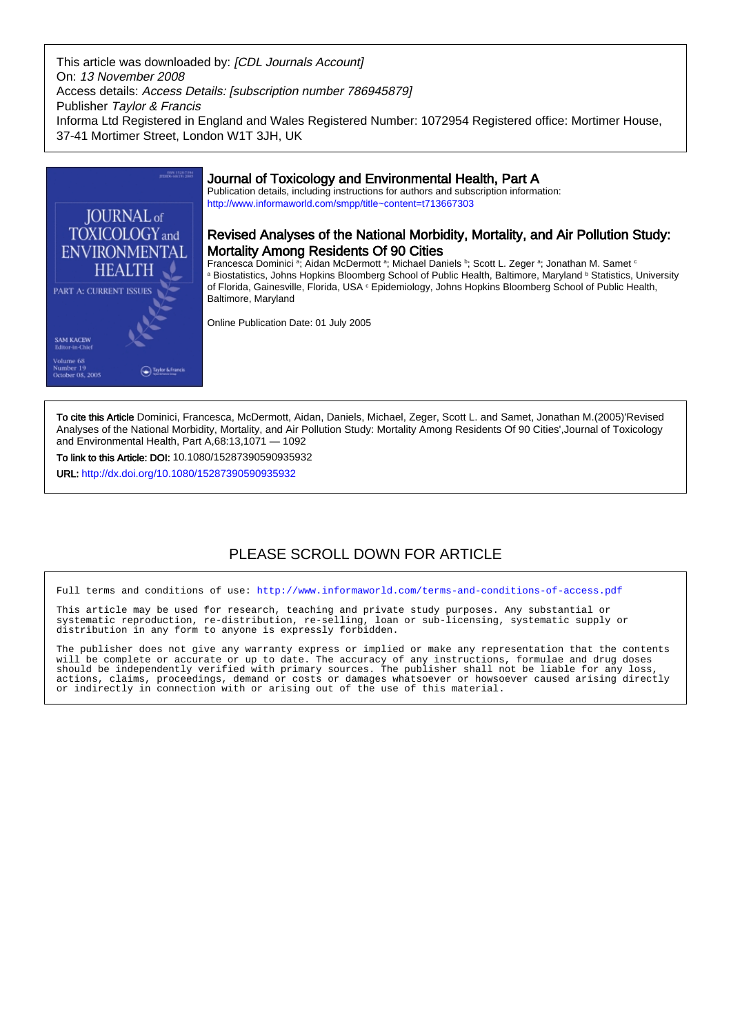This article was downloaded by: *[CDL Journals Account]*
On: *13 November 2008*
Access details: *Access Details: [subscription number 786945879]*
Publisher *Taylor & Francis*
Informa Ltd Registered in England and Wales Registered Number: 1072954 Registered office: Mortimer House, 37-41 Mortimer Street, London W1T 3JH, UK

# Journal of Toxicology and Environmental Health, Part A

Publication details, including instructions for authors and subscription information:
http://www.informaworld.com/smpp/title~content=t713667303

## Revised Analyses of the National Morbidity, Mortality, and Air Pollution Study: Mortality Among Residents Of 90 Cities

Francesca Dominici [a]; Aidan McDermott [a]; Michael Daniels [b]; Scott L. Zeger [a]; Jonathan M. Samet [c]
[a] Biostatistics, Johns Hopkins Bloomberg School of Public Health, Baltimore, Maryland [b] Statistics, University of Florida, Gainesville, Florida, USA [c] Epidemiology, Johns Hopkins Bloomberg School of Public Health, Baltimore, Maryland

Online Publication Date: 01 July 2005

**To cite this Article** Dominici, Francesca, McDermott, Aidan, Daniels, Michael, Zeger, Scott L. and Samet, Jonathan M.(2005)'Revised Analyses of the National Morbidity, Mortality, and Air Pollution Study: Mortality Among Residents Of 90 Cities',Journal of Toxicology and Environmental Health, Part A,68:13,1071 — 1092

**To link to this Article: DOI:** 10.1080/15287390590935932

**URL:** http://dx.doi.org/10.1080/15287390590935932

PLEASE SCROLL DOWN FOR ARTICLE

Full terms and conditions of use: http://www.informaworld.com/terms-and-conditions-of-access.pdf

This article may be used for research, teaching and private study purposes. Any substantial or systematic reproduction, re-distribution, re-selling, loan or sub-licensing, systematic supply or distribution in any form to anyone is expressly forbidden.

The publisher does not give any warranty express or implied or make any representation that the contents will be complete or accurate or up to date. The accuracy of any instructions, formulae and drug doses should be independently verified with primary sources. The publisher shall not be liable for any loss, actions, claims, proceedings, demand or costs or damages whatsoever or howsoever caused arising directly or indirectly in connection with or arising out of the use of this material.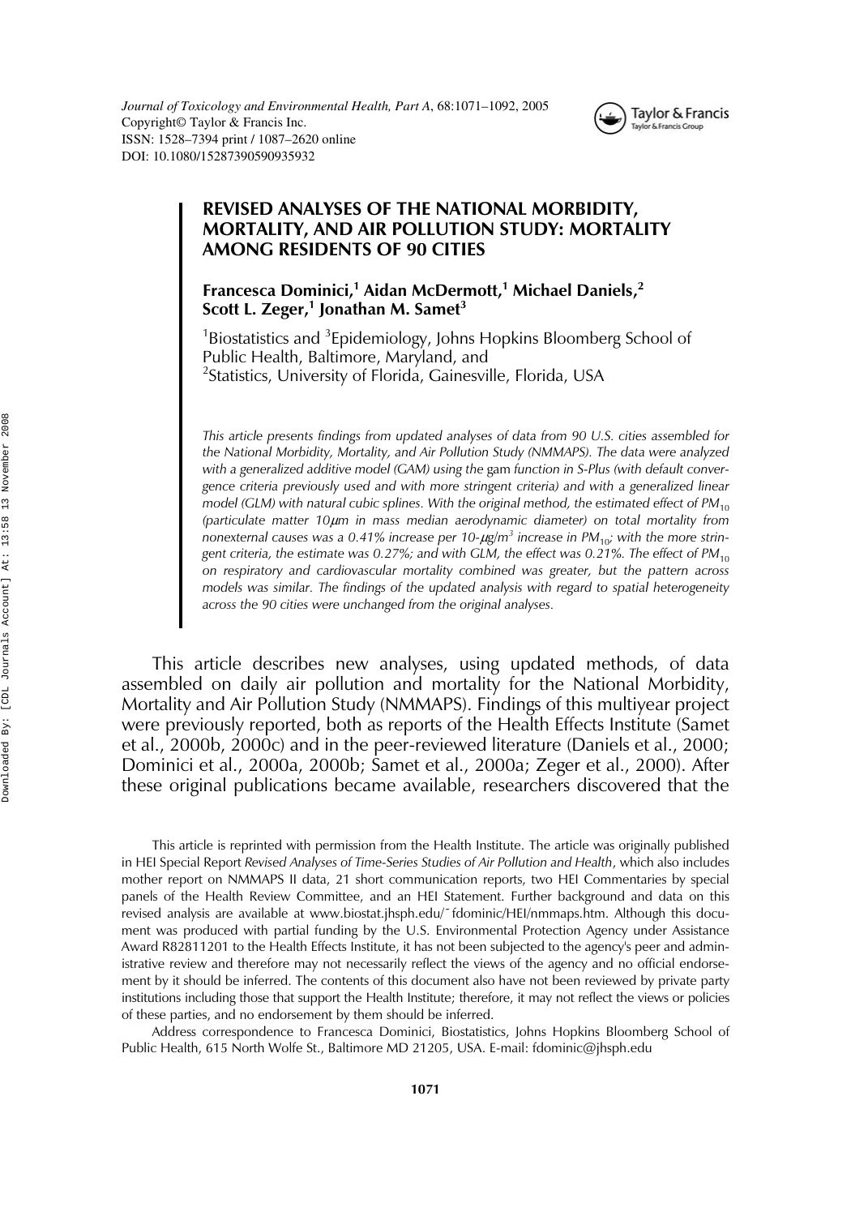*Journal of Toxicology and Environmental Health, Part A*, 68:1071–1092, 2005
Copyright© Taylor & Francis Inc.
ISSN: 1528–7394 print / 1087–2620 online
DOI: 10.1080/15287390590935932

# REVISED ANALYSES OF THE NATIONAL MORBIDITY, MORTALITY, AND AIR POLLUTION STUDY: MORTALITY AMONG RESIDENTS OF 90 CITIES

**Francesca Dominici,[1] Aidan McDermott,[1] Michael Daniels,[2] Scott L. Zeger,[1] Jonathan M. Samet[3]**

[1]Biostatistics and [3]Epidemiology, Johns Hopkins Bloomberg School of Public Health, Baltimore, Maryland, and
[2]Statistics, University of Florida, Gainesville, Florida, USA

*This article presents findings from updated analyses of data from 90 U.S. cities assembled for the National Morbidity, Mortality, and Air Pollution Study (NMMAPS). The data were analyzed with a generalized additive model (GAM) using the* gam *function in S-Plus (with default convergence criteria previously used and with more stringent criteria) and with a generalized linear model (GLM) with natural cubic splines. With the original method, the estimated effect of $PM_{10}$ (particulate matter 10μm in mass median aerodynamic diameter) on total mortality from nonexternal causes was a 0.41% increase per 10-μg/m³ increase in $PM_{10}$; with the more stringent criteria, the estimate was 0.27%; and with GLM, the effect was 0.21%. The effect of $PM_{10}$ on respiratory and cardiovascular mortality combined was greater, but the pattern across models was similar. The findings of the updated analysis with regard to spatial heterogeneity across the 90 cities were unchanged from the original analyses.*

This article describes new analyses, using updated methods, of data assembled on daily air pollution and mortality for the National Morbidity, Mortality and Air Pollution Study (NMMAPS). Findings of this multiyear project were previously reported, both as reports of the Health Effects Institute (Samet et al., 2000b, 2000c) and in the peer-reviewed literature (Daniels et al., 2000; Dominici et al., 2000a, 2000b; Samet et al., 2000a; Zeger et al., 2000). After these original publications became available, researchers discovered that the

This article is reprinted with permission from the Health Institute. The article was originally published in HEI Special Report *Revised Analyses of Time-Series Studies of Air Pollution and Health*, which also includes mother report on NMMAPS II data, 21 short communication reports, two HEI Commentaries by special panels of the Health Review Committee, and an HEI Statement. Further background and data on this revised analysis are available at www.biostat.jhsph.edu/˜fdominic/HEI/nmmaps.htm. Although this document was produced with partial funding by the U.S. Environmental Protection Agency under Assistance Award R82811201 to the Health Effects Institute, it has not been subjected to the agency's peer and administrative review and therefore may not necessarily reflect the views of the agency and no official endorsement by it should be inferred. The contents of this document also have not been reviewed by private party institutions including those that support the Health Institute; therefore, it may not reflect the views or policies of these parties, and no endorsement by them should be inferred.

Address correspondence to Francesca Dominici, Biostatistics, Johns Hopkins Bloomberg School of Public Health, 615 North Wolfe St., Baltimore MD 21205, USA. E-mail: fdominic@jhsph.edu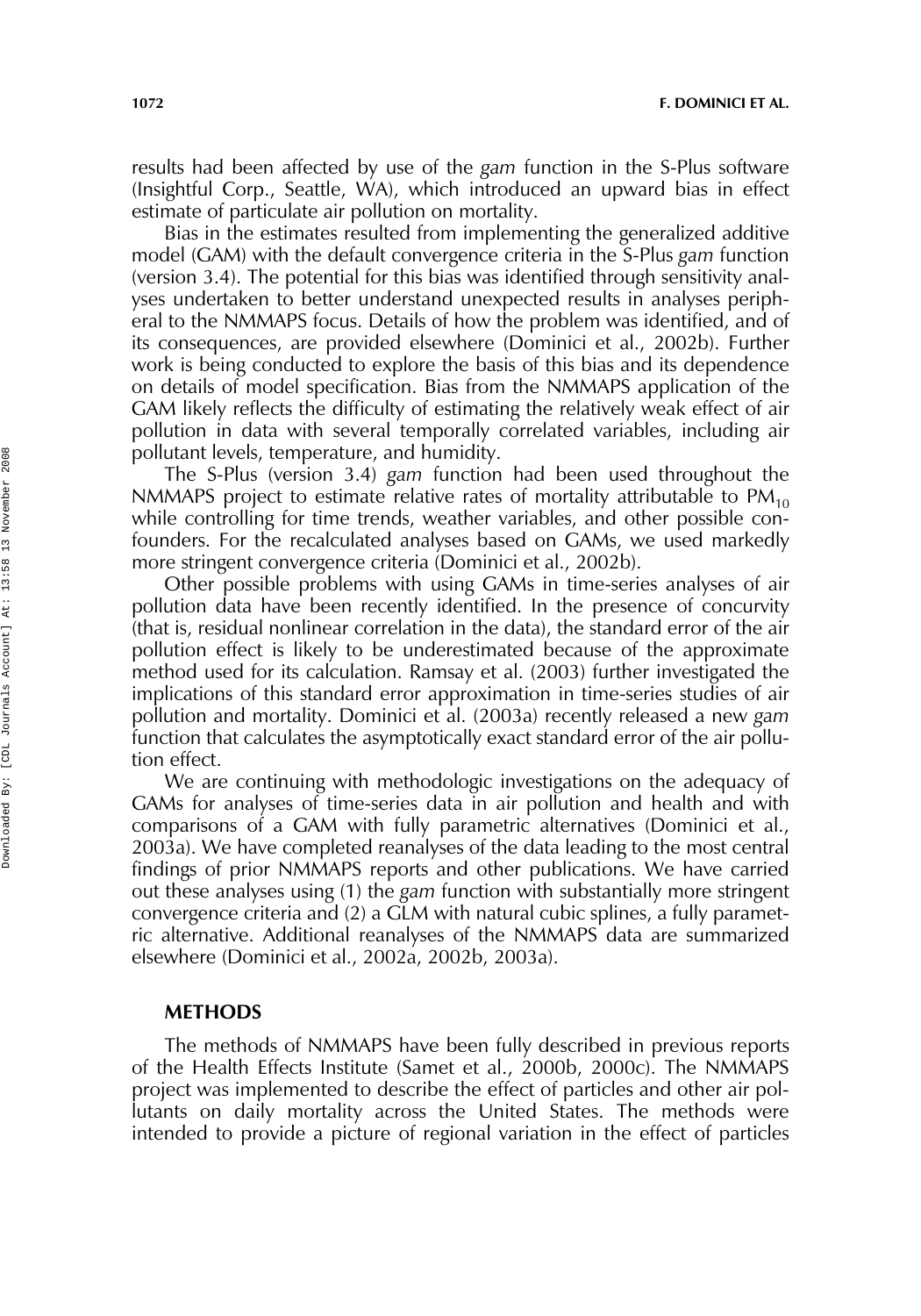results had been affected by use of the *gam* function in the S-Plus software (Insightful Corp., Seattle, WA), which introduced an upward bias in effect estimate of particulate air pollution on mortality.

Bias in the estimates resulted from implementing the generalized additive model (GAM) with the default convergence criteria in the S-Plus *gam* function (version 3.4). The potential for this bias was identified through sensitivity analyses undertaken to better understand unexpected results in analyses peripheral to the NMMAPS focus. Details of how the problem was identified, and of its consequences, are provided elsewhere (Dominici et al., 2002b). Further work is being conducted to explore the basis of this bias and its dependence on details of model specification. Bias from the NMMAPS application of the GAM likely reflects the difficulty of estimating the relatively weak effect of air pollution in data with several temporally correlated variables, including air pollutant levels, temperature, and humidity.

The S-Plus (version 3.4) *gam* function had been used throughout the NMMAPS project to estimate relative rates of mortality attributable to $PM_{10}$ while controlling for time trends, weather variables, and other possible confounders. For the recalculated analyses based on GAMs, we used markedly more stringent convergence criteria (Dominici et al., 2002b).

Other possible problems with using GAMs in time-series analyses of air pollution data have been recently identified. In the presence of concurvity (that is, residual nonlinear correlation in the data), the standard error of the air pollution effect is likely to be underestimated because of the approximate method used for its calculation. Ramsay et al. (2003) further investigated the implications of this standard error approximation in time-series studies of air pollution and mortality. Dominici et al. (2003a) recently released a new *gam* function that calculates the asymptotically exact standard error of the air pollution effect.

We are continuing with methodologic investigations on the adequacy of GAMs for analyses of time-series data in air pollution and health and with comparisons of a GAM with fully parametric alternatives (Dominici et al., 2003a). We have completed reanalyses of the data leading to the most central findings of prior NMMAPS reports and other publications. We have carried out these analyses using (1) the *gam* function with substantially more stringent convergence criteria and (2) a GLM with natural cubic splines, a fully parametric alternative. Additional reanalyses of the NMMAPS data are summarized elsewhere (Dominici et al., 2002a, 2002b, 2003a).

## METHODS

The methods of NMMAPS have been fully described in previous reports of the Health Effects Institute (Samet et al., 2000b, 2000c). The NMMAPS project was implemented to describe the effect of particles and other air pollutants on daily mortality across the United States. The methods were intended to provide a picture of regional variation in the effect of particles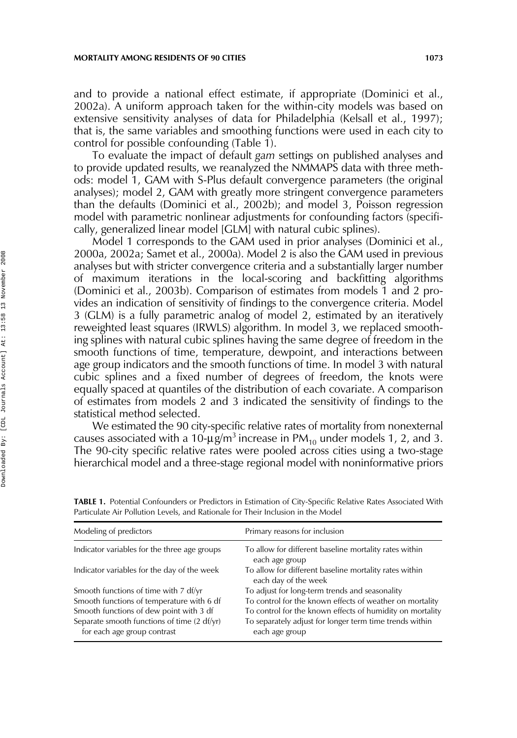and to provide a national effect estimate, if appropriate (Dominici et al., 2002a). A uniform approach taken for the within-city models was based on extensive sensitivity analyses of data for Philadelphia (Kelsall et al., 1997); that is, the same variables and smoothing functions were used in each city to control for possible confounding (Table 1).

To evaluate the impact of default *gam* settings on published analyses and to provide updated results, we reanalyzed the NMMAPS data with three methods: model 1, GAM with S-Plus default convergence parameters (the original analyses); model 2, GAM with greatly more stringent convergence parameters than the defaults (Dominici et al., 2002b); and model 3, Poisson regression model with parametric nonlinear adjustments for confounding factors (specifically, generalized linear model [GLM] with natural cubic splines).

Model 1 corresponds to the GAM used in prior analyses (Dominici et al., 2000a, 2002a; Samet et al., 2000a). Model 2 is also the GAM used in previous analyses but with stricter convergence criteria and a substantially larger number of maximum iterations in the local-scoring and backfitting algorithms (Dominici et al., 2003b). Comparison of estimates from models 1 and 2 provides an indication of sensitivity of findings to the convergence criteria. Model 3 (GLM) is a fully parametric analog of model 2, estimated by an iteratively reweighted least squares (IRWLS) algorithm. In model 3, we replaced smoothing splines with natural cubic splines having the same degree of freedom in the smooth functions of time, temperature, dewpoint, and interactions between age group indicators and the smooth functions of time. In model 3 with natural cubic splines and a fixed number of degrees of freedom, the knots were equally spaced at quantiles of the distribution of each covariate. A comparison of estimates from models 2 and 3 indicated the sensitivity of findings to the statistical method selected.

We estimated the 90 city-specific relative rates of mortality from nonexternal causes associated with a 10-$\mu g/m^3$ increase in $PM_{10}$ under models 1, 2, and 3. The 90-city specific relative rates were pooled across cities using a two-stage hierarchical model and a three-stage regional model with noninformative priors

**TABLE 1.** Potential Confounders or Predictors in Estimation of City-Specific Relative Rates Associated With Particulate Air Pollution Levels, and Rationale for Their Inclusion in the Model

| Modeling of predictors | Primary reasons for inclusion |
|---|---|
| Indicator variables for the three age groups | To allow for different baseline mortality rates within each age group |
| Indicator variables for the day of the week | To allow for different baseline mortality rates within each day of the week |
| Smooth functions of time with 7 df/yr | To adjust for long-term trends and seasonality |
| Smooth functions of temperature with 6 df | To control for the known effects of weather on mortality |
| Smooth functions of dew point with 3 df | To control for the known effects of humidity on mortality |
| Separate smooth functions of time (2 df/yr) for each age group contrast | To separately adjust for longer term time trends within each age group |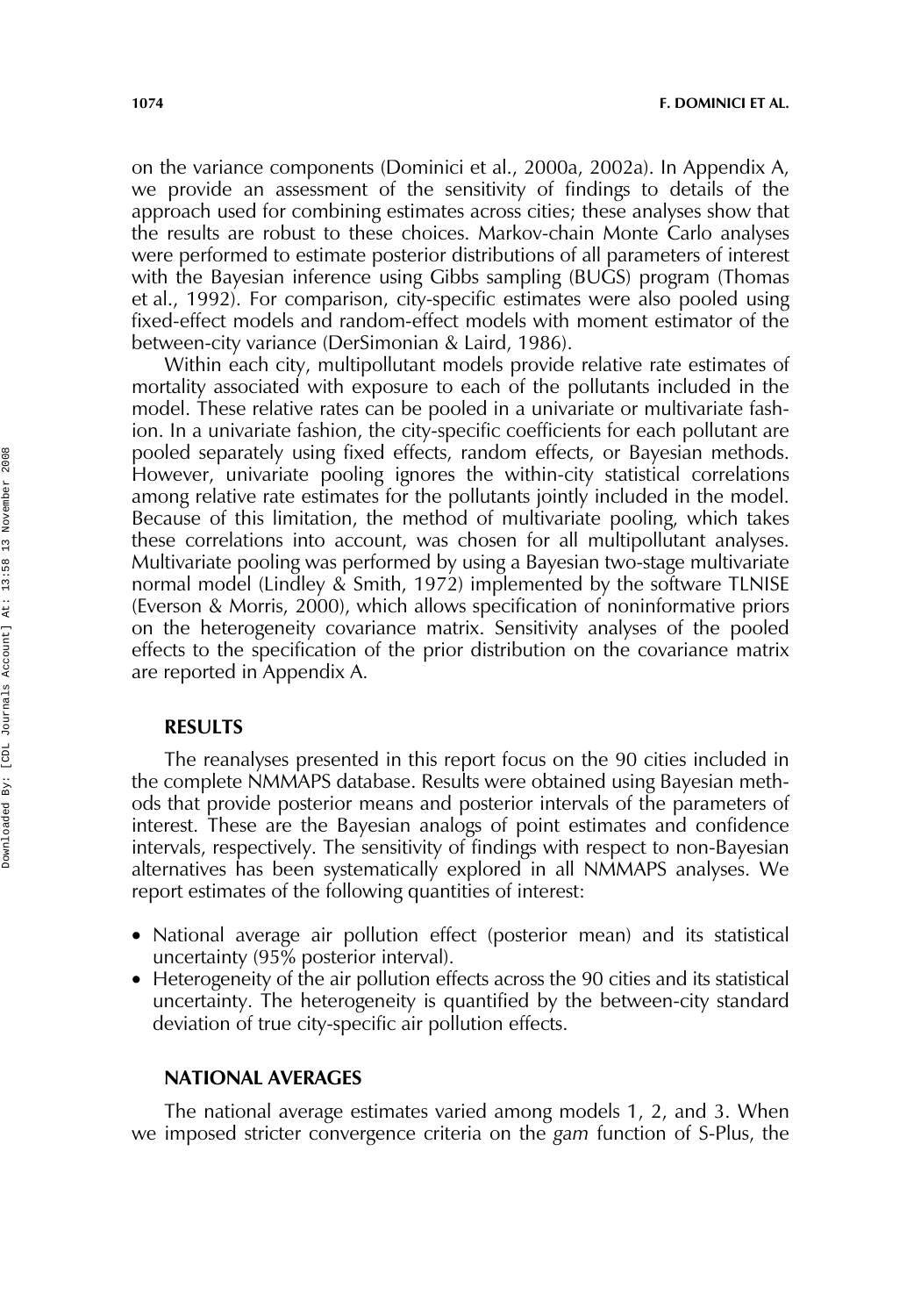on the variance components (Dominici et al., 2000a, 2002a). In Appendix A, we provide an assessment of the sensitivity of findings to details of the approach used for combining estimates across cities; these analyses show that the results are robust to these choices. Markov-chain Monte Carlo analyses were performed to estimate posterior distributions of all parameters of interest with the Bayesian inference using Gibbs sampling (BUGS) program (Thomas et al., 1992). For comparison, city-specific estimates were also pooled using fixed-effect models and random-effect models with moment estimator of the between-city variance (DerSimonian & Laird, 1986).

Within each city, multipollutant models provide relative rate estimates of mortality associated with exposure to each of the pollutants included in the model. These relative rates can be pooled in a univariate or multivariate fashion. In a univariate fashion, the city-specific coefficients for each pollutant are pooled separately using fixed effects, random effects, or Bayesian methods. However, univariate pooling ignores the within-city statistical correlations among relative rate estimates for the pollutants jointly included in the model. Because of this limitation, the method of multivariate pooling, which takes these correlations into account, was chosen for all multipollutant analyses. Multivariate pooling was performed by using a Bayesian two-stage multivariate normal model (Lindley & Smith, 1972) implemented by the software TLNISE (Everson & Morris, 2000), which allows specification of noninformative priors on the heterogeneity covariance matrix. Sensitivity analyses of the pooled effects to the specification of the prior distribution on the covariance matrix are reported in Appendix A.

## RESULTS

The reanalyses presented in this report focus on the 90 cities included in the complete NMMAPS database. Results were obtained using Bayesian methods that provide posterior means and posterior intervals of the parameters of interest. These are the Bayesian analogs of point estimates and confidence intervals, respectively. The sensitivity of findings with respect to non-Bayesian alternatives has been systematically explored in all NMMAPS analyses. We report estimates of the following quantities of interest:

- National average air pollution effect (posterior mean) and its statistical uncertainty (95% posterior interval).
- Heterogeneity of the air pollution effects across the 90 cities and its statistical uncertainty. The heterogeneity is quantified by the between-city standard deviation of true city-specific air pollution effects.

## NATIONAL AVERAGES

The national average estimates varied among models 1, 2, and 3. When we imposed stricter convergence criteria on the *gam* function of S-Plus, the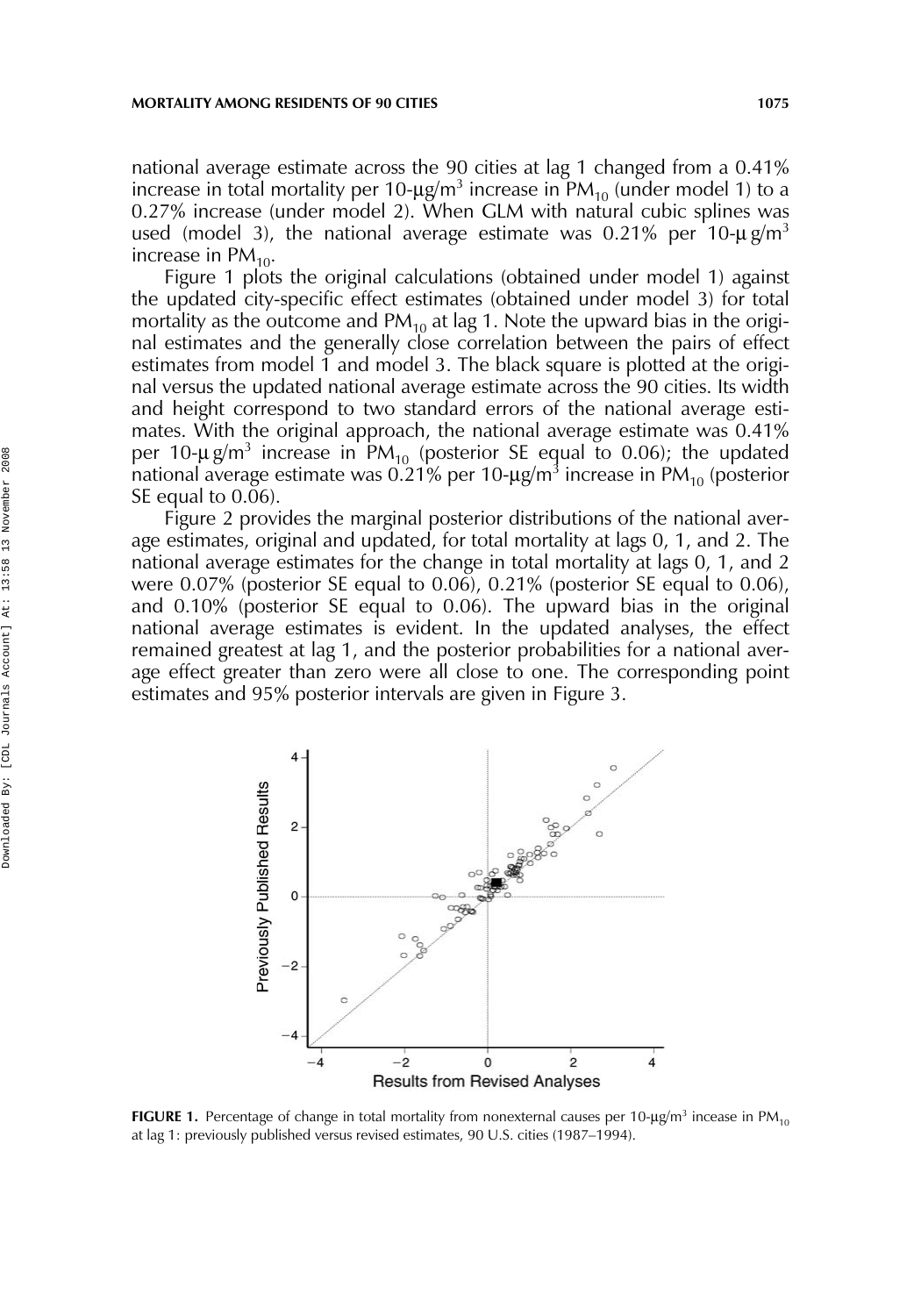national average estimate across the 90 cities at lag 1 changed from a 0.41% increase in total mortality per 10-μg/m$^3$ increase in $PM_{10}$ (under model 1) to a 0.27% increase (under model 2). When GLM with natural cubic splines was used (model 3), the national average estimate was 0.21% per 10-μ g/m$^3$ increase in $PM_{10}$.

Figure 1 plots the original calculations (obtained under model 1) against the updated city-specific effect estimates (obtained under model 3) for total mortality as the outcome and $PM_{10}$ at lag 1. Note the upward bias in the original estimates and the generally close correlation between the pairs of effect estimates from model 1 and model 3. The black square is plotted at the original versus the updated national average estimate across the 90 cities. Its width and height correspond to two standard errors of the national average estimates. With the original approach, the national average estimate was 0.41% per 10-μ g/m$^3$ increase in $PM_{10}$ (posterior SE equal to 0.06); the updated national average estimate was 0.21% per 10-μg/m$^3$ increase in $PM_{10}$ (posterior SE equal to 0.06).

Figure 2 provides the marginal posterior distributions of the national average estimates, original and updated, for total mortality at lags 0, 1, and 2. The national average estimates for the change in total mortality at lags 0, 1, and 2 were 0.07% (posterior SE equal to 0.06), 0.21% (posterior SE equal to 0.06), and 0.10% (posterior SE equal to 0.06). The upward bias in the original national average estimates is evident. In the updated analyses, the effect remained greatest at lag 1, and the posterior probabilities for a national average effect greater than zero were all close to one. The corresponding point estimates and 95% posterior intervals are given in Figure 3.

**FIGURE 1.** Percentage of change in total mortality from nonexternal causes per 10-μg/m$^3$ incease in $PM_{10}$ at lag 1: previously published versus revised estimates, 90 U.S. cities (1987–1994).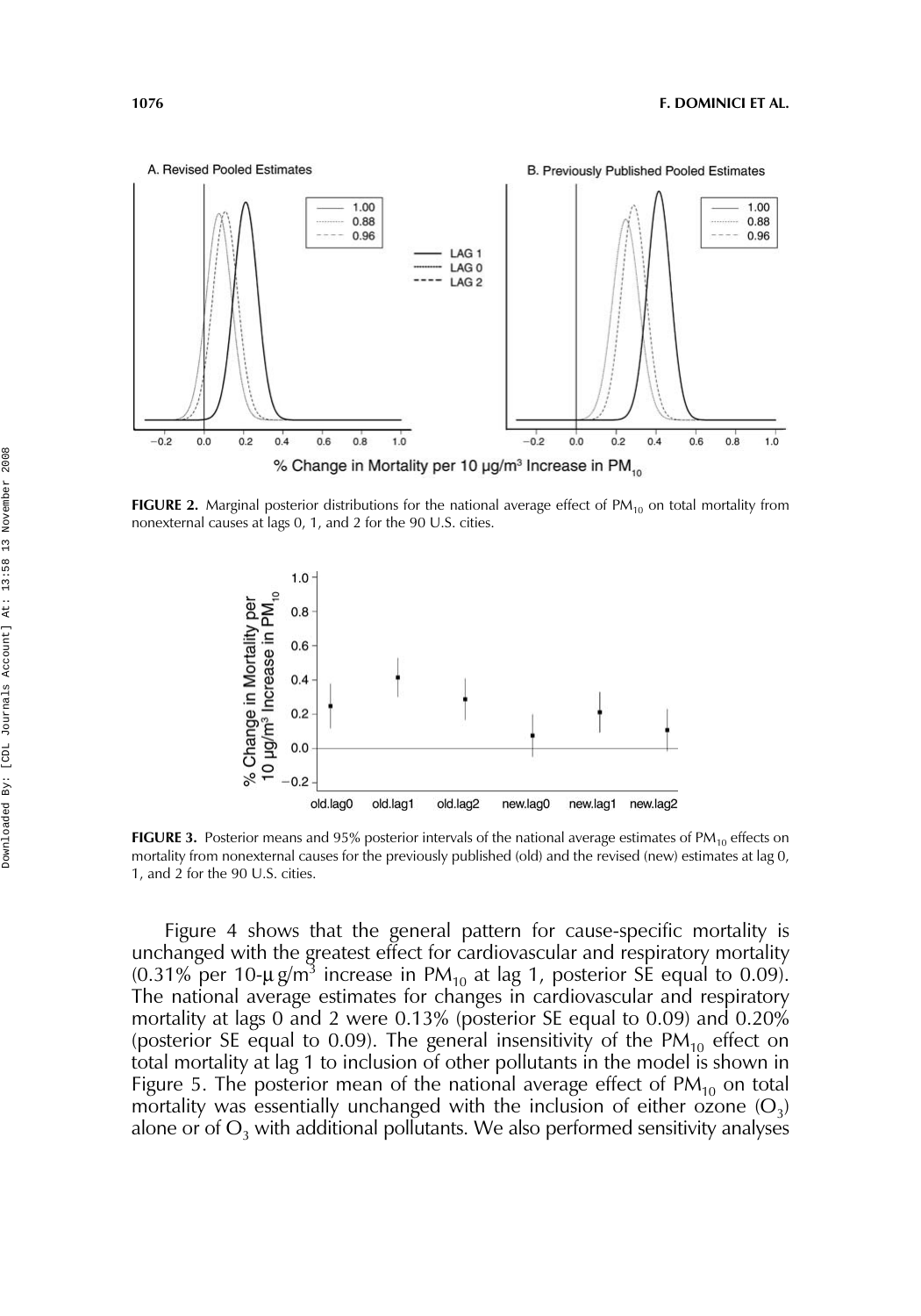**FIGURE 2.** Marginal posterior distributions for the national average effect of $PM_{10}$ on total mortality from nonexternal causes at lags 0, 1, and 2 for the 90 U.S. cities.

**FIGURE 3.** Posterior means and 95% posterior intervals of the national average estimates of $PM_{10}$ effects on mortality from nonexternal causes for the previously published (old) and the revised (new) estimates at lag 0, 1, and 2 for the 90 U.S. cities.

Figure 4 shows that the general pattern for cause-specific mortality is unchanged with the greatest effect for cardiovascular and respiratory mortality (0.31% per 10-$\mu g/m^3$ increase in $PM_{10}$ at lag 1, posterior SE equal to 0.09). The national average estimates for changes in cardiovascular and respiratory mortality at lags 0 and 2 were 0.13% (posterior SE equal to 0.09) and 0.20% (posterior SE equal to 0.09). The general insensitivity of the $PM_{10}$ effect on total mortality at lag 1 to inclusion of other pollutants in the model is shown in Figure 5. The posterior mean of the national average effect of $PM_{10}$ on total mortality was essentially unchanged with the inclusion of either ozone ($O_3$) alone or of $O_3$ with additional pollutants. We also performed sensitivity analyses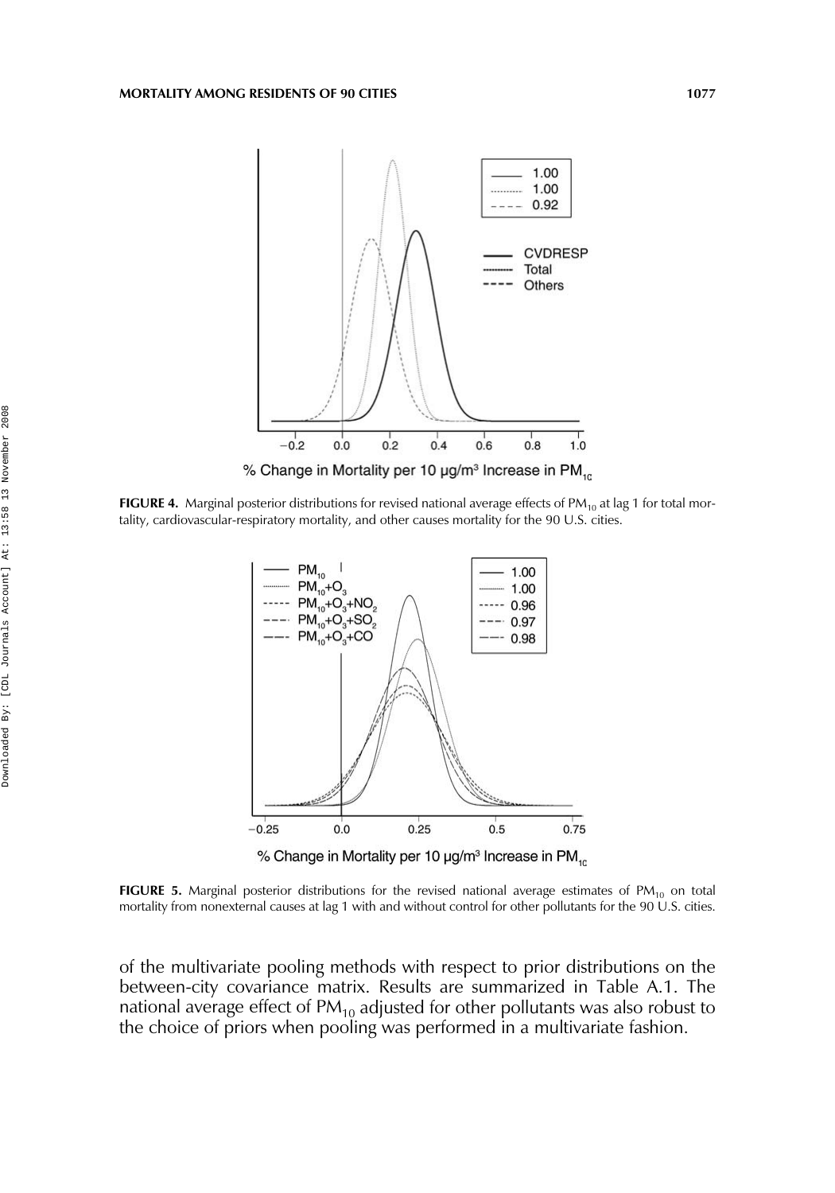**FIGURE 4.** Marginal posterior distributions for revised national average effects of $PM_{10}$ at lag 1 for total mortality, cardiovascular-respiratory mortality, and other causes mortality for the 90 U.S. cities.

**FIGURE 5.** Marginal posterior distributions for the revised national average estimates of $PM_{10}$ on total mortality from nonexternal causes at lag 1 with and without control for other pollutants for the 90 U.S. cities.

of the multivariate pooling methods with respect to prior distributions on the between-city covariance matrix. Results are summarized in Table A.1. The national average effect of $PM_{10}$ adjusted for other pollutants was also robust to the choice of priors when pooling was performed in a multivariate fashion.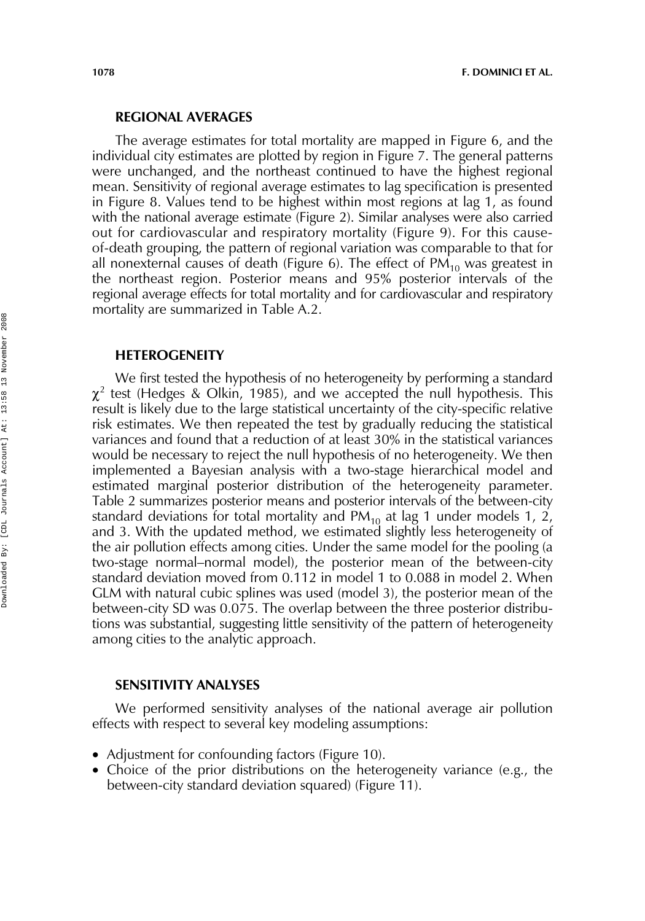### REGIONAL AVERAGES

The average estimates for total mortality are mapped in Figure 6, and the individual city estimates are plotted by region in Figure 7. The general patterns were unchanged, and the northeast continued to have the highest regional mean. Sensitivity of regional average estimates to lag specification is presented in Figure 8. Values tend to be highest within most regions at lag 1, as found with the national average estimate (Figure 2). Similar analyses were also carried out for cardiovascular and respiratory mortality (Figure 9). For this cause-of-death grouping, the pattern of regional variation was comparable to that for all nonexternal causes of death (Figure 6). The effect of $PM_{10}$ was greatest in the northeast region. Posterior means and 95% posterior intervals of the regional average effects for total mortality and for cardiovascular and respiratory mortality are summarized in Table A.2.

### HETEROGENEITY

We first tested the hypothesis of no heterogeneity by performing a standard $\chi^2$ test (Hedges & Olkin, 1985), and we accepted the null hypothesis. This result is likely due to the large statistical uncertainty of the city-specific relative risk estimates. We then repeated the test by gradually reducing the statistical variances and found that a reduction of at least 30% in the statistical variances would be necessary to reject the null hypothesis of no heterogeneity. We then implemented a Bayesian analysis with a two-stage hierarchical model and estimated marginal posterior distribution of the heterogeneity parameter. Table 2 summarizes posterior means and posterior intervals of the between-city standard deviations for total mortality and $PM_{10}$ at lag 1 under models 1, 2, and 3. With the updated method, we estimated slightly less heterogeneity of the air pollution effects among cities. Under the same model for the pooling (a two-stage normal–normal model), the posterior mean of the between-city standard deviation moved from 0.112 in model 1 to 0.088 in model 2. When GLM with natural cubic splines was used (model 3), the posterior mean of the between-city SD was 0.075. The overlap between the three posterior distributions was substantial, suggesting little sensitivity of the pattern of heterogeneity among cities to the analytic approach.

### SENSITIVITY ANALYSES

We performed sensitivity analyses of the national average air pollution effects with respect to several key modeling assumptions:

- Adjustment for confounding factors (Figure 10).
- Choice of the prior distributions on the heterogeneity variance (e.g., the between-city standard deviation squared) (Figure 11).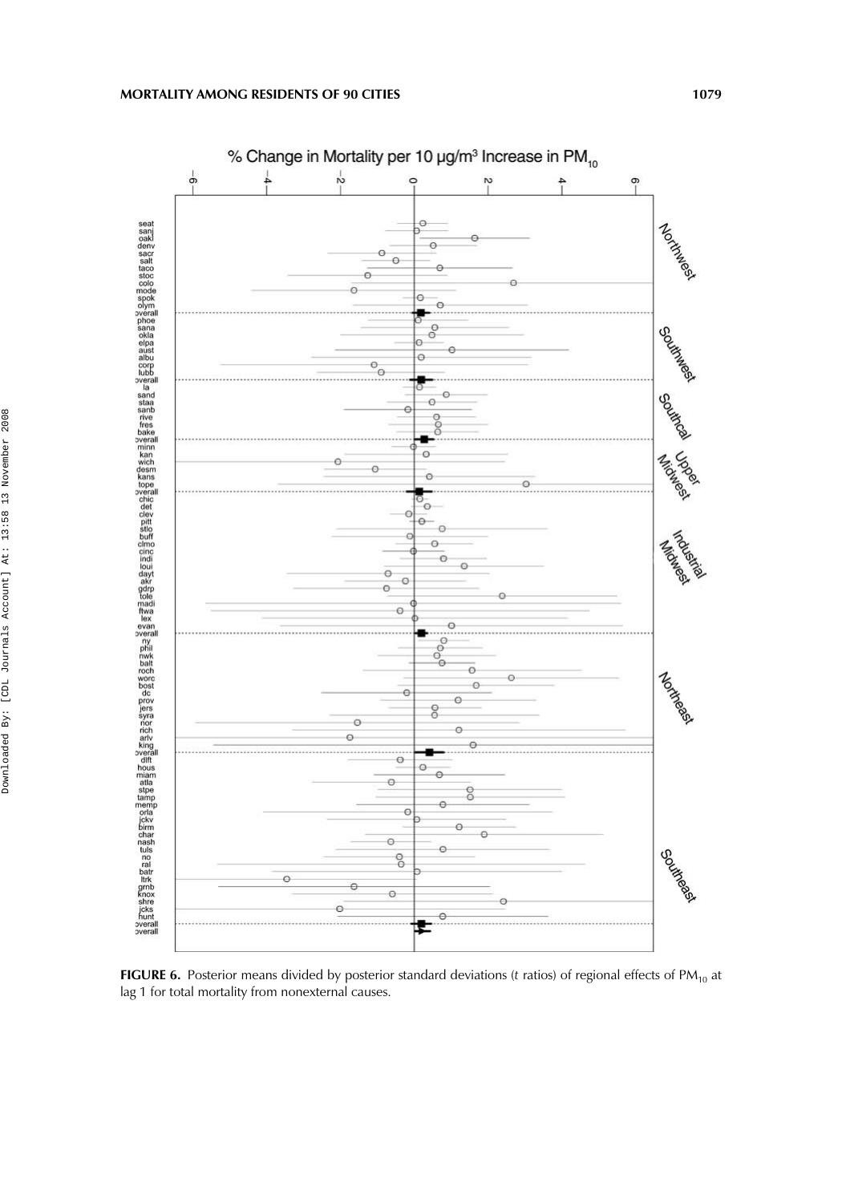**FIGURE 6.** Posterior means divided by posterior standard deviations (*t* ratios) of regional effects of $PM_{10}$ at lag 1 for total mortality from nonexternal causes.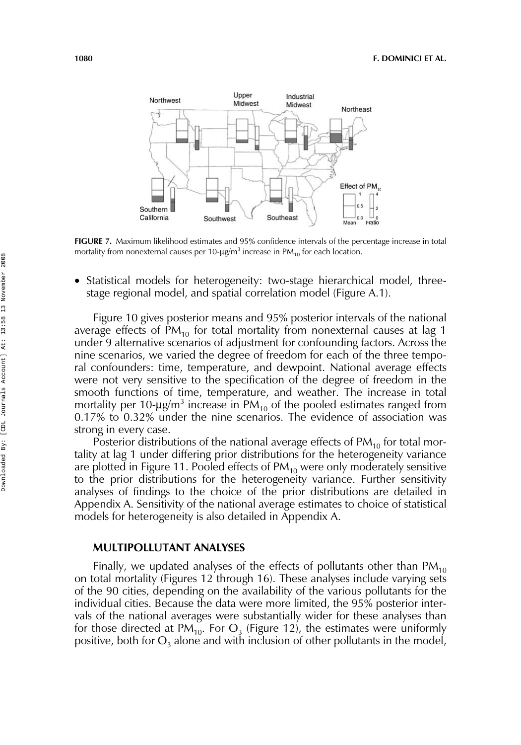FIGURE 7. Maximum likelihood estimates and 95% confidence intervals of the percentage increase in total mortality from nonexternal causes per 10-μg/m³ increase in $PM_{10}$ for each location.

- Statistical models for heterogeneity: two-stage hierarchical model, three-stage regional model, and spatial correlation model (Figure A.1).

Figure 10 gives posterior means and 95% posterior intervals of the national average effects of $PM_{10}$ for total mortality from nonexternal causes at lag 1 under 9 alternative scenarios of adjustment for confounding factors. Across the nine scenarios, we varied the degree of freedom for each of the three temporal confounders: time, temperature, and dewpoint. National average effects were not very sensitive to the specification of the degree of freedom in the smooth functions of time, temperature, and weather. The increase in total mortality per 10-μg/m³ increase in $PM_{10}$ of the pooled estimates ranged from 0.17% to 0.32% under the nine scenarios. The evidence of association was strong in every case.

Posterior distributions of the national average effects of $PM_{10}$ for total mortality at lag 1 under differing prior distributions for the heterogeneity variance are plotted in Figure 11. Pooled effects of $PM_{10}$ were only moderately sensitive to the prior distributions for the heterogeneity variance. Further sensitivity analyses of findings to the choice of the prior distributions are detailed in Appendix A. Sensitivity of the national average estimates to choice of statistical models for heterogeneity is also detailed in Appendix A.

## MULTIPOLLUTANT ANALYSES

Finally, we updated analyses of the effects of pollutants other than $PM_{10}$ on total mortality (Figures 12 through 16). These analyses include varying sets of the 90 cities, depending on the availability of the various pollutants for the individual cities. Because the data were more limited, the 95% posterior intervals of the national averages were substantially wider for these analyses than for those directed at $PM_{10}$. For $O_3$ (Figure 12), the estimates were uniformly positive, both for $O_3$ alone and with inclusion of other pollutants in the model,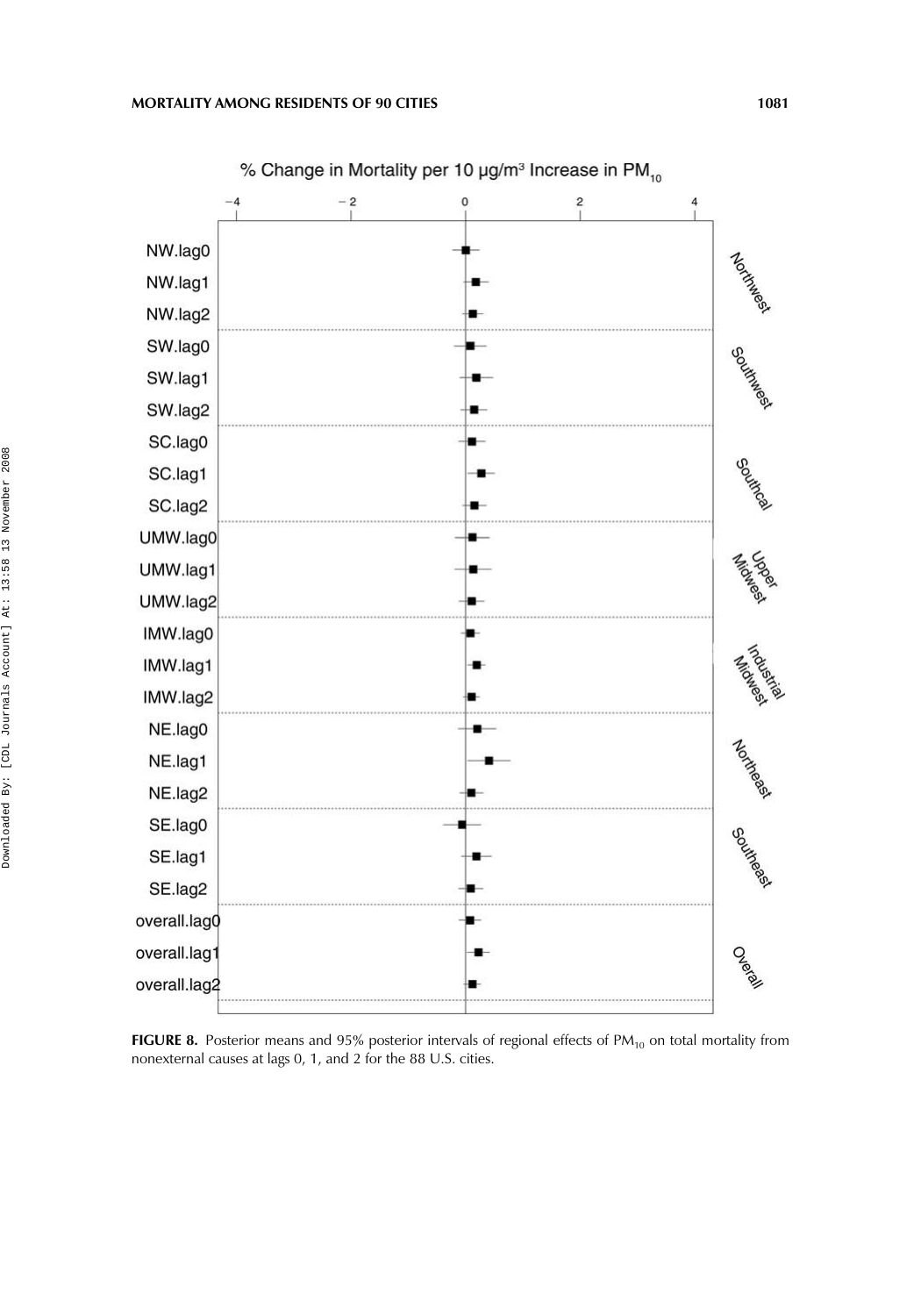**FIGURE 8.** Posterior means and 95% posterior intervals of regional effects of $PM_{10}$ on total mortality from nonexternal causes at lags 0, 1, and 2 for the 88 U.S. cities.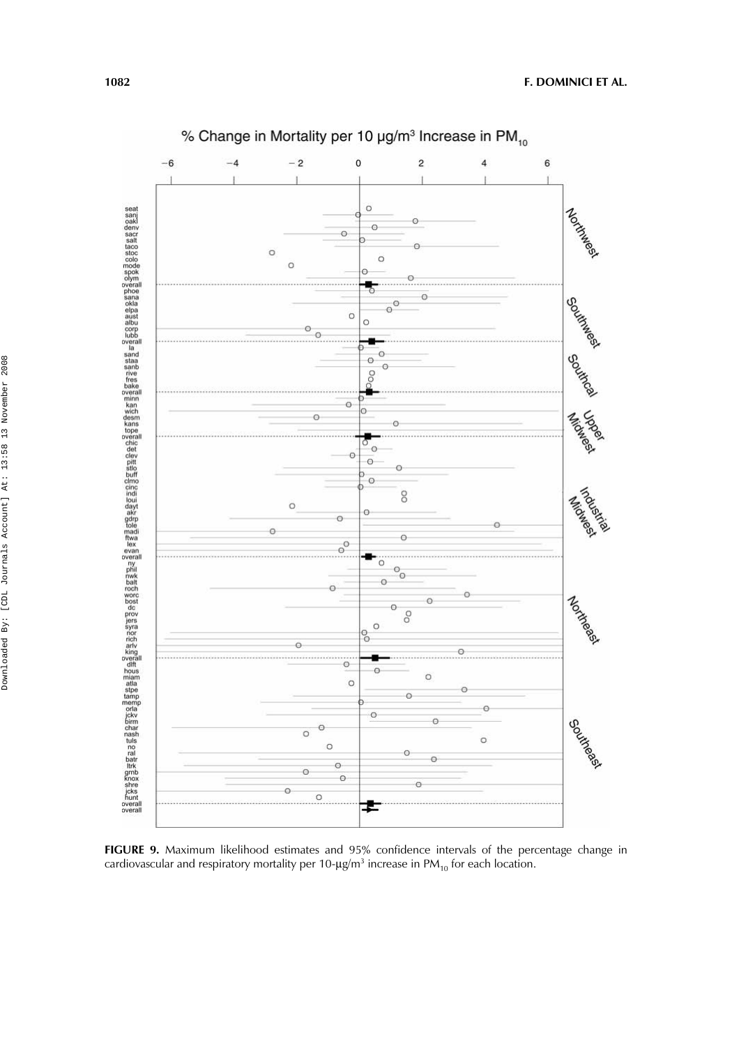**FIGURE 9.** Maximum likelihood estimates and 95% confidence intervals of the percentage change in cardiovascular and respiratory mortality per 10-μg/m$^3$ increase in $PM_{10}$ for each location.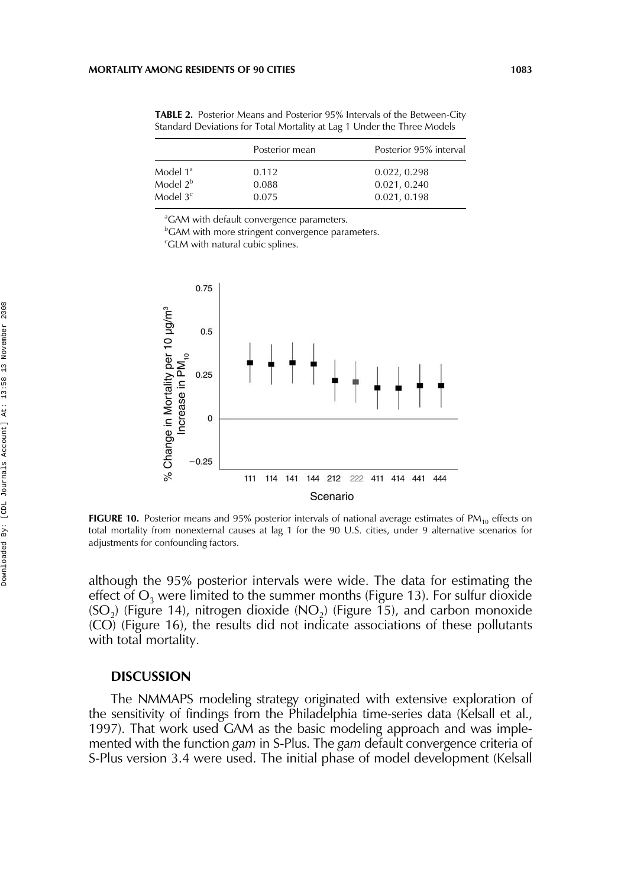**TABLE 2.** Posterior Means and Posterior 95% Intervals of the Between-City Standard Deviations for Total Mortality at Lag 1 Under the Three Models

| | Posterior mean | Posterior 95% interval |
|---|---|---|
| Model 1[a] | 0.112 | 0.022, 0.298 |
| Model 2[b] | 0.088 | 0.021, 0.240 |
| Model 3[c] | 0.075 | 0.021, 0.198 |

[a]GAM with default convergence parameters.
[b]GAM with more stringent convergence parameters.
[c]GLM with natural cubic splines.

**FIGURE 10.** Posterior means and 95% posterior intervals of national average estimates of $PM_{10}$ effects on total mortality from nonexternal causes at lag 1 for the 90 U.S. cities, under 9 alternative scenarios for adjustments for confounding factors.

although the 95% posterior intervals were wide. The data for estimating the effect of $O_3$ were limited to the summer months (Figure 13). For sulfur dioxide ($SO_2$) (Figure 14), nitrogen dioxide ($NO_2$) (Figure 15), and carbon monoxide (CO) (Figure 16), the results did not indicate associations of these pollutants with total mortality.

## DISCUSSION

The NMMAPS modeling strategy originated with extensive exploration of the sensitivity of findings from the Philadelphia time-series data (Kelsall et al., 1997). That work used GAM as the basic modeling approach and was implemented with the function *gam* in S-Plus. The *gam* default convergence criteria of S-Plus version 3.4 were used. The initial phase of model development (Kelsall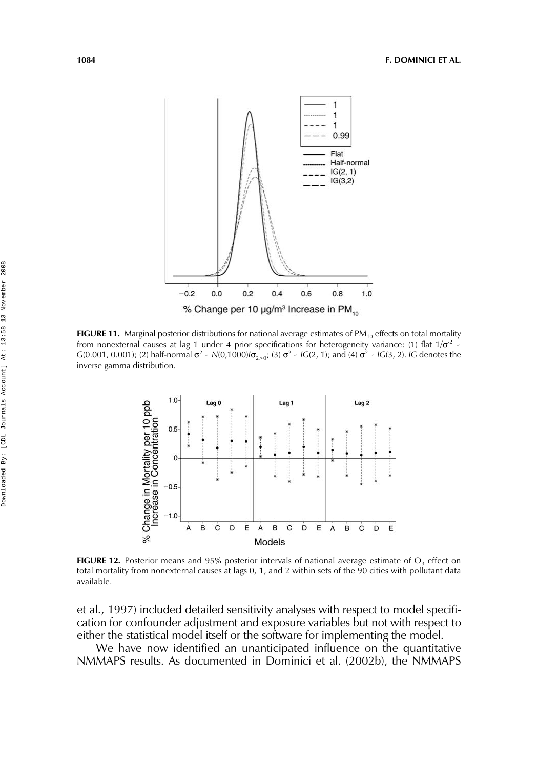**FIGURE 11.** Marginal posterior distributions for national average estimates of $PM_{10}$ effects on total mortality from nonexternal causes at lag 1 under 4 prior specifications for heterogeneity variance: (1) flat $1/\sigma^{-2}$ ~ $G(0.001, 0.001)$; (2) half-normal $\sigma^2$ ~ $N(0,1000)I\sigma_{2>0}$; (3) $\sigma^2$ ~ $IG(2, 1)$; and (4) $\sigma^2$ ~ $IG(3, 2)$. *IG* denotes the inverse gamma distribution.

**FIGURE 12.** Posterior means and 95% posterior intervals of national average estimate of $O_3$ effect on total mortality from nonexternal causes at lags 0, 1, and 2 within sets of the 90 cities with pollutant data available.

et al., 1997) included detailed sensitivity analyses with respect to model specification for confounder adjustment and exposure variables but not with respect to either the statistical model itself or the software for implementing the model.

We have now identified an unanticipated influence on the quantitative NMMAPS results. As documented in Dominici et al. (2002b), the NMMAPS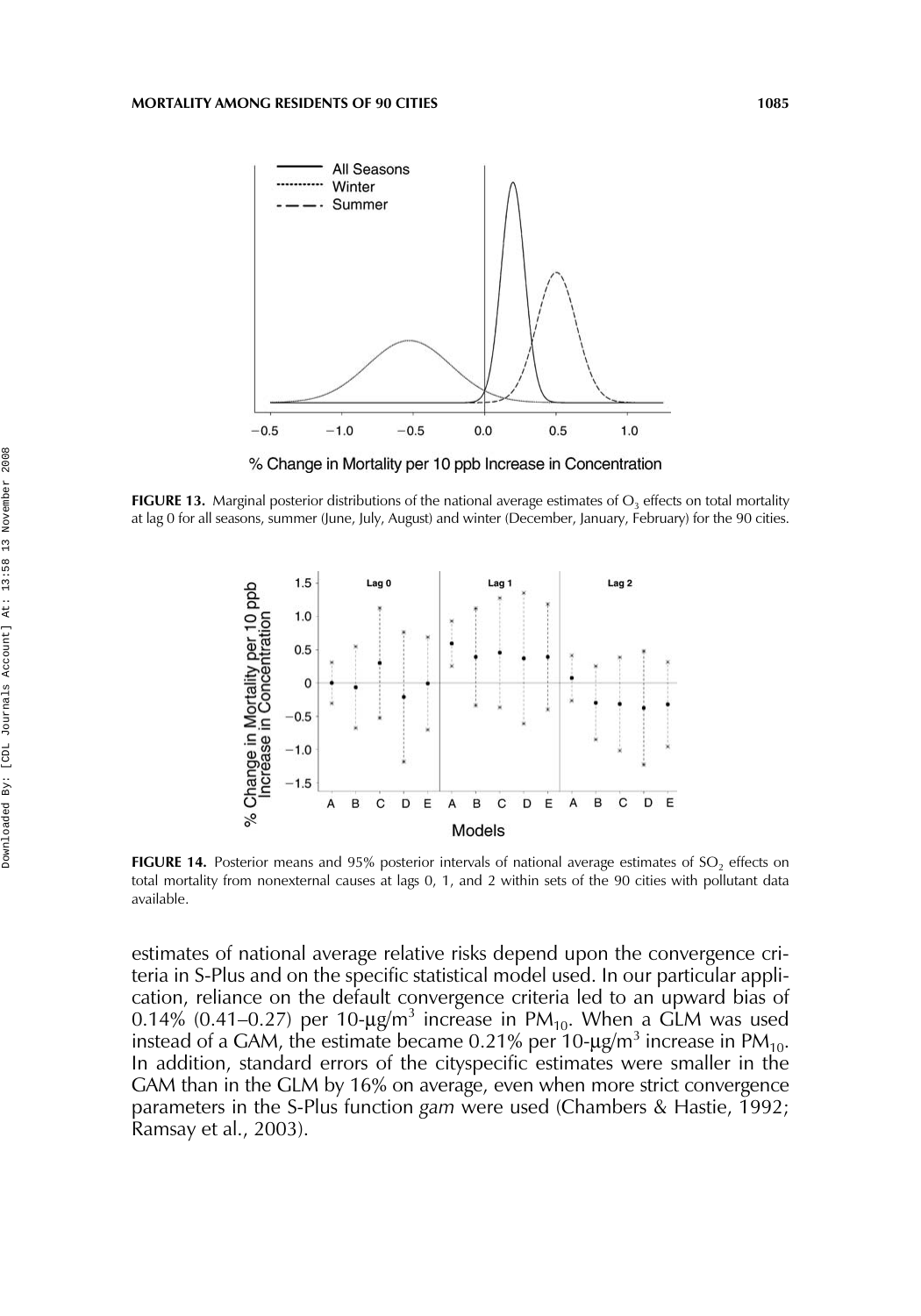**FIGURE 13.** Marginal posterior distributions of the national average estimates of $O_3$ effects on total mortality at lag 0 for all seasons, summer (June, July, August) and winter (December, January, February) for the 90 cities.

**FIGURE 14.** Posterior means and 95% posterior intervals of national average estimates of $SO_2$ effects on total mortality from nonexternal causes at lags 0, 1, and 2 within sets of the 90 cities with pollutant data available.

estimates of national average relative risks depend upon the convergence criteria in S-Plus and on the specific statistical model used. In our particular application, reliance on the default convergence criteria led to an upward bias of 0.14% (0.41–0.27) per 10-μg/m$^3$ increase in $PM_{10}$. When a GLM was used instead of a GAM, the estimate became 0.21% per 10-μg/m$^3$ increase in $PM_{10}$. In addition, standard errors of the cityspecific estimates were smaller in the GAM than in the GLM by 16% on average, even when more strict convergence parameters in the S-Plus function *gam* were used (Chambers & Hastie, 1992; Ramsay et al., 2003).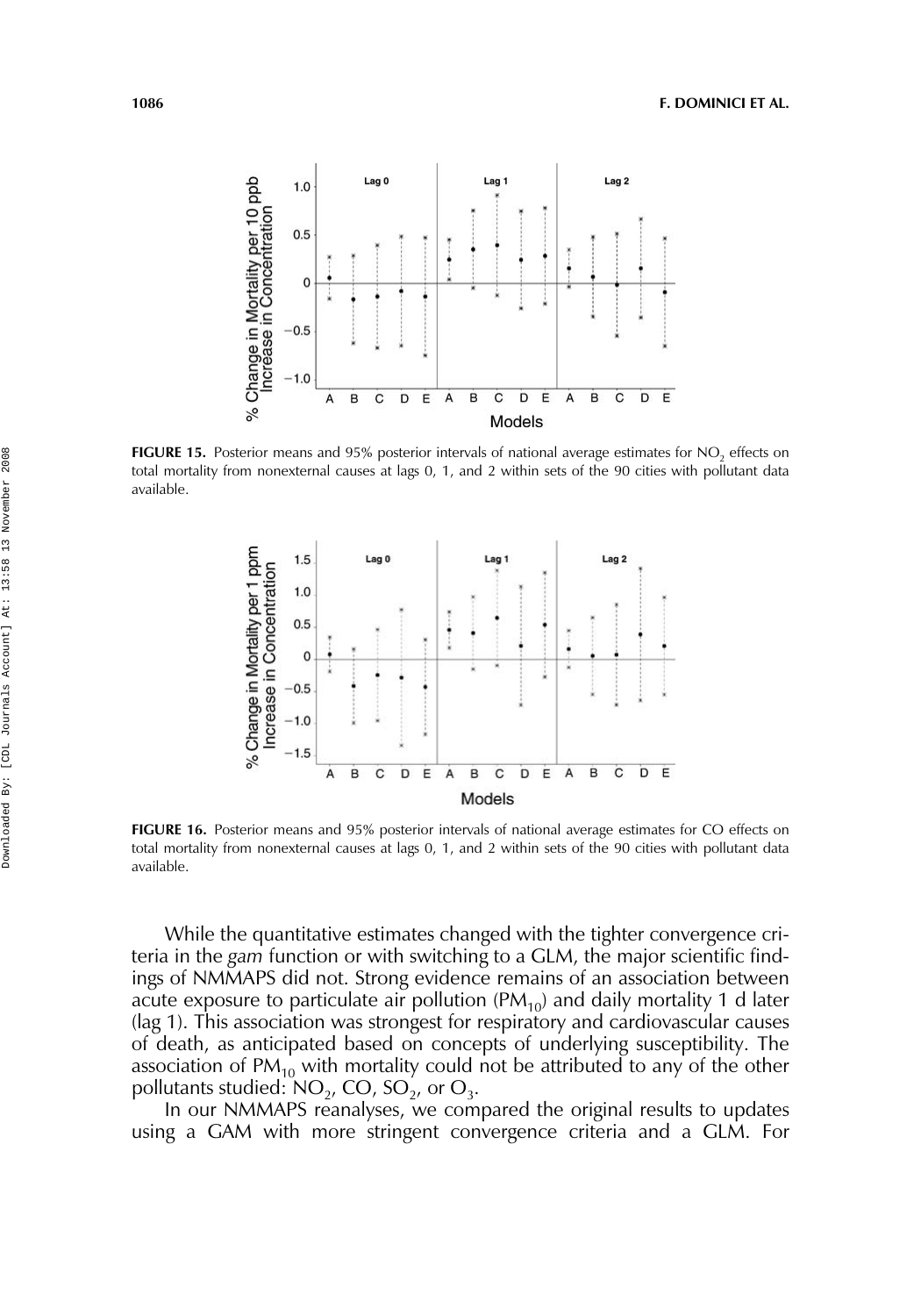**FIGURE 15.** Posterior means and 95% posterior intervals of national average estimates for $NO_2$ effects on total mortality from nonexternal causes at lags 0, 1, and 2 within sets of the 90 cities with pollutant data available.

**FIGURE 16.** Posterior means and 95% posterior intervals of national average estimates for CO effects on total mortality from nonexternal causes at lags 0, 1, and 2 within sets of the 90 cities with pollutant data available.

While the quantitative estimates changed with the tighter convergence criteria in the *gam* function or with switching to a GLM, the major scientific findings of NMMAPS did not. Strong evidence remains of an association between acute exposure to particulate air pollution ($PM_{10}$) and daily mortality 1 d later (lag 1). This association was strongest for respiratory and cardiovascular causes of death, as anticipated based on concepts of underlying susceptibility. The association of $PM_{10}$ with mortality could not be attributed to any of the other pollutants studied: $NO_2$, CO, $SO_2$, or $O_3$.

In our NMMAPS reanalyses, we compared the original results to updates using a GAM with more stringent convergence criteria and a GLM. For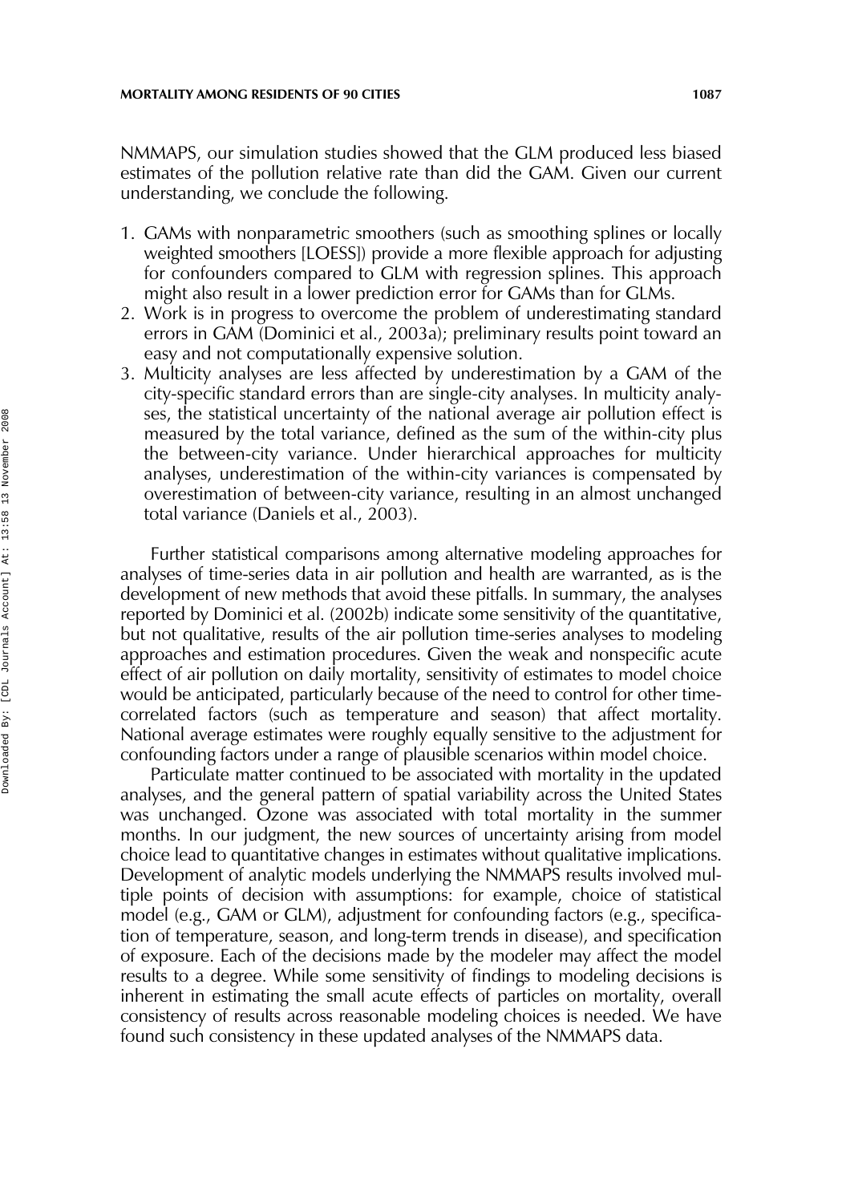NMMAPS, our simulation studies showed that the GLM produced less biased estimates of the pollution relative rate than did the GAM. Given our current understanding, we conclude the following.

1. GAMs with nonparametric smoothers (such as smoothing splines or locally weighted smoothers [LOESS]) provide a more flexible approach for adjusting for confounders compared to GLM with regression splines. This approach might also result in a lower prediction error for GAMs than for GLMs.
2. Work is in progress to overcome the problem of underestimating standard errors in GAM (Dominici et al., 2003a); preliminary results point toward an easy and not computationally expensive solution.
3. Multicity analyses are less affected by underestimation by a GAM of the city-specific standard errors than are single-city analyses. In multicity analyses, the statistical uncertainty of the national average air pollution effect is measured by the total variance, defined as the sum of the within-city plus the between-city variance. Under hierarchical approaches for multicity analyses, underestimation of the within-city variances is compensated by overestimation of between-city variance, resulting in an almost unchanged total variance (Daniels et al., 2003).

Further statistical comparisons among alternative modeling approaches for analyses of time-series data in air pollution and health are warranted, as is the development of new methods that avoid these pitfalls. In summary, the analyses reported by Dominici et al. (2002b) indicate some sensitivity of the quantitative, but not qualitative, results of the air pollution time-series analyses to modeling approaches and estimation procedures. Given the weak and nonspecific acute effect of air pollution on daily mortality, sensitivity of estimates to model choice would be anticipated, particularly because of the need to control for other time-correlated factors (such as temperature and season) that affect mortality. National average estimates were roughly equally sensitive to the adjustment for confounding factors under a range of plausible scenarios within model choice.

Particulate matter continued to be associated with mortality in the updated analyses, and the general pattern of spatial variability across the United States was unchanged. Ozone was associated with total mortality in the summer months. In our judgment, the new sources of uncertainty arising from model choice lead to quantitative changes in estimates without qualitative implications. Development of analytic models underlying the NMMAPS results involved multiple points of decision with assumptions: for example, choice of statistical model (e.g., GAM or GLM), adjustment for confounding factors (e.g., specification of temperature, season, and long-term trends in disease), and specification of exposure. Each of the decisions made by the modeler may affect the model results to a degree. While some sensitivity of findings to modeling decisions is inherent in estimating the small acute effects of particles on mortality, overall consistency of results across reasonable modeling choices is needed. We have found such consistency in these updated analyses of the NMMAPS data.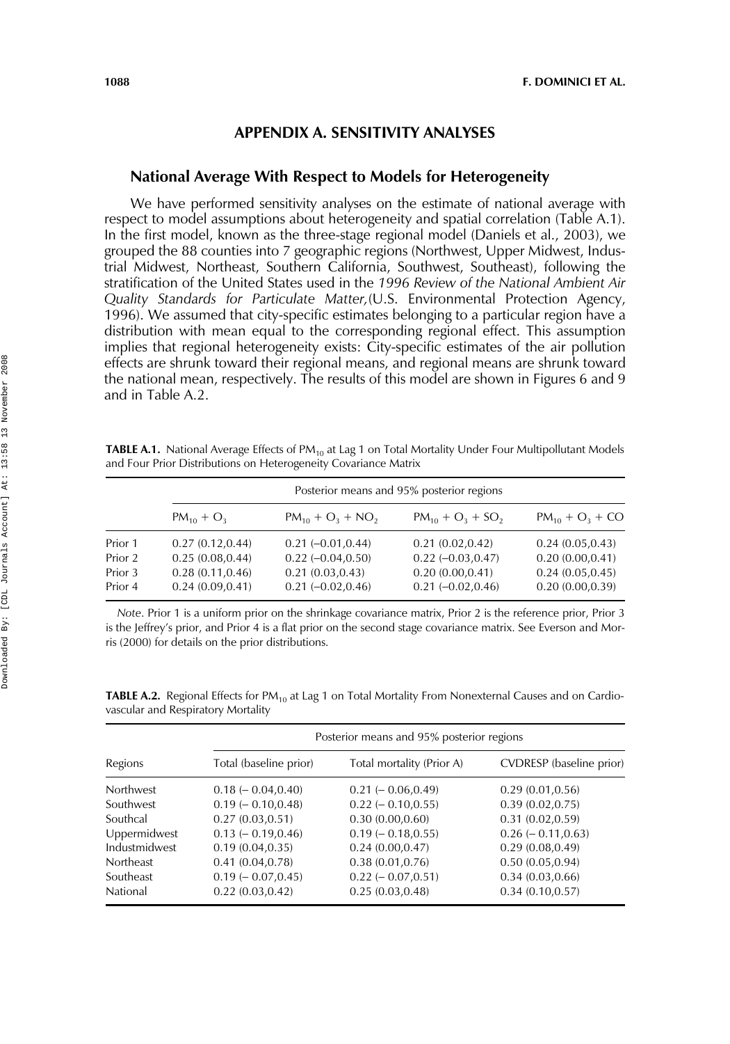## APPENDIX A. SENSITIVITY ANALYSES

### National Average With Respect to Models for Heterogeneity

We have performed sensitivity analyses on the estimate of national average with respect to model assumptions about heterogeneity and spatial correlation (Table A.1). In the first model, known as the three-stage regional model (Daniels et al., 2003), we grouped the 88 counties into 7 geographic regions (Northwest, Upper Midwest, Industrial Midwest, Northeast, Southern California, Southwest, Southeast), following the stratification of the United States used in the *1996 Review of the National Ambient Air Quality Standards for Particulate Matter,*(U.S. Environmental Protection Agency, 1996). We assumed that city-specific estimates belonging to a particular region have a distribution with mean equal to the corresponding regional effect. This assumption implies that regional heterogeneity exists: City-specific estimates of the air pollution effects are shrunk toward their regional means, and regional means are shrunk toward the national mean, respectively. The results of this model are shown in Figures 6 and 9 and in Table A.2.

**TABLE A.1.** National Average Effects of $PM_{10}$ at Lag 1 on Total Mortality Under Four Multipollutant Models and Four Prior Distributions on Heterogeneity Covariance Matrix

| | Posterior means and 95% posterior regions | | | |
|---|---|---|---|---|
| | $PM_{10} + O_3$ | $PM_{10} + O_3 + NO_2$ | $PM_{10} + O_3 + SO_2$ | $PM_{10} + O_3 + CO$ |
| Prior 1 | 0.27 (0.12,0.44) | 0.21 (−0.01,0.44) | 0.21 (0.02,0.42) | 0.24 (0.05,0.43) |
| Prior 2 | 0.25 (0.08,0.44) | 0.22 (−0.04,0.50) | 0.22 (−0.03,0.47) | 0.20 (0.00,0.41) |
| Prior 3 | 0.28 (0.11,0.46) | 0.21 (0.03,0.43) | 0.20 (0.00,0.41) | 0.24 (0.05,0.45) |
| Prior 4 | 0.24 (0.09,0.41) | 0.21 (−0.02,0.46) | 0.21 (−0.02,0.46) | 0.20 (0.00,0.39) |

*Note*. Prior 1 is a uniform prior on the shrinkage covariance matrix, Prior 2 is the reference prior, Prior 3 is the Jeffrey's prior, and Prior 4 is a flat prior on the second stage covariance matrix. See Everson and Morris (2000) for details on the prior distributions.

**TABLE A.2.** Regional Effects for $PM_{10}$ at Lag 1 on Total Mortality From Nonexternal Causes and on Cardiovascular and Respiratory Mortality

| | Posterior means and 95% posterior regions | | |
|---|---|---|---|
| Regions | Total (baseline prior) | Total mortality (Prior A) | CVDRESP (baseline prior) |
| Northwest | 0.18 (− 0.04,0.40) | 0.21 (− 0.06,0.49) | 0.29 (0.01,0.56) |
| Southwest | 0.19 (− 0.10,0.48) | 0.22 (− 0.10,0.55) | 0.39 (0.02,0.75) |
| Southcal | 0.27 (0.03,0.51) | 0.30 (0.00,0.60) | 0.31 (0.02,0.59) |
| Uppermidwest | 0.13 (− 0.19,0.46) | 0.19 (− 0.18,0.55) | 0.26 (− 0.11,0.63) |
| Industmidwest | 0.19 (0.04,0.35) | 0.24 (0.00,0.47) | 0.29 (0.08,0.49) |
| Northeast | 0.41 (0.04,0.78) | 0.38 (0.01,0.76) | 0.50 (0.05,0.94) |
| Southeast | 0.19 (− 0.07,0.45) | 0.22 (− 0.07,0.51) | 0.34 (0.03,0.66) |
| National | 0.22 (0.03,0.42) | 0.25 (0.03,0.48) | 0.34 (0.10,0.57) |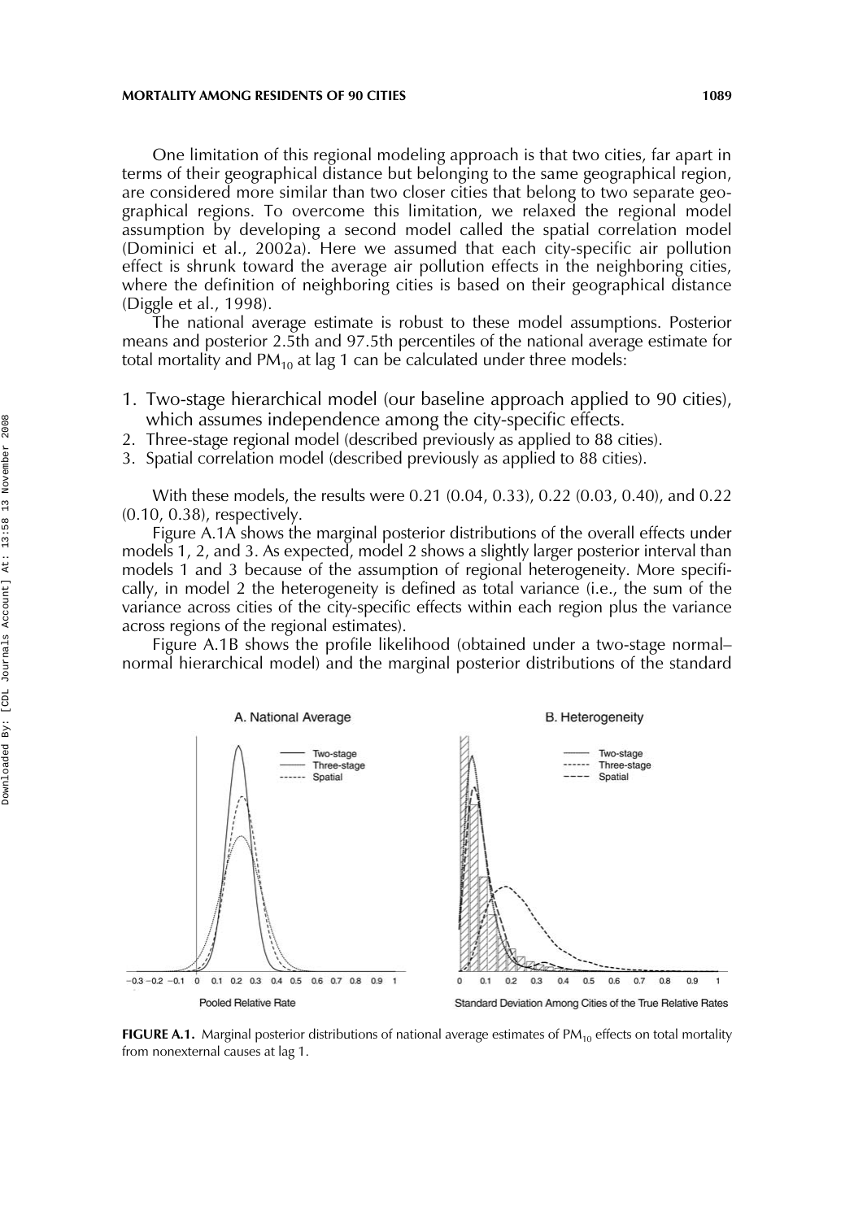One limitation of this regional modeling approach is that two cities, far apart in terms of their geographical distance but belonging to the same geographical region, are considered more similar than two closer cities that belong to two separate geographical regions. To overcome this limitation, we relaxed the regional model assumption by developing a second model called the spatial correlation model (Dominici et al., 2002a). Here we assumed that each city-specific air pollution effect is shrunk toward the average air pollution effects in the neighboring cities, where the definition of neighboring cities is based on their geographical distance (Diggle et al., 1998).

The national average estimate is robust to these model assumptions. Posterior means and posterior 2.5th and 97.5th percentiles of the national average estimate for total mortality and $PM_{10}$ at lag 1 can be calculated under three models:

1. Two-stage hierarchical model (our baseline approach applied to 90 cities), which assumes independence among the city-specific effects.
2. Three-stage regional model (described previously as applied to 88 cities).
3. Spatial correlation model (described previously as applied to 88 cities).

With these models, the results were 0.21 (0.04, 0.33), 0.22 (0.03, 0.40), and 0.22 (0.10, 0.38), respectively.

Figure A.1A shows the marginal posterior distributions of the overall effects under models 1, 2, and 3. As expected, model 2 shows a slightly larger posterior interval than models 1 and 3 because of the assumption of regional heterogeneity. More specifically, in model 2 the heterogeneity is defined as total variance (i.e., the sum of the variance across cities of the city-specific effects within each region plus the variance across regions of the regional estimates).

Figure A.1B shows the profile likelihood (obtained under a two-stage normal–normal hierarchical model) and the marginal posterior distributions of the standard

**FIGURE A.1.** Marginal posterior distributions of national average estimates of $PM_{10}$ effects on total mortality from nonexternal causes at lag 1.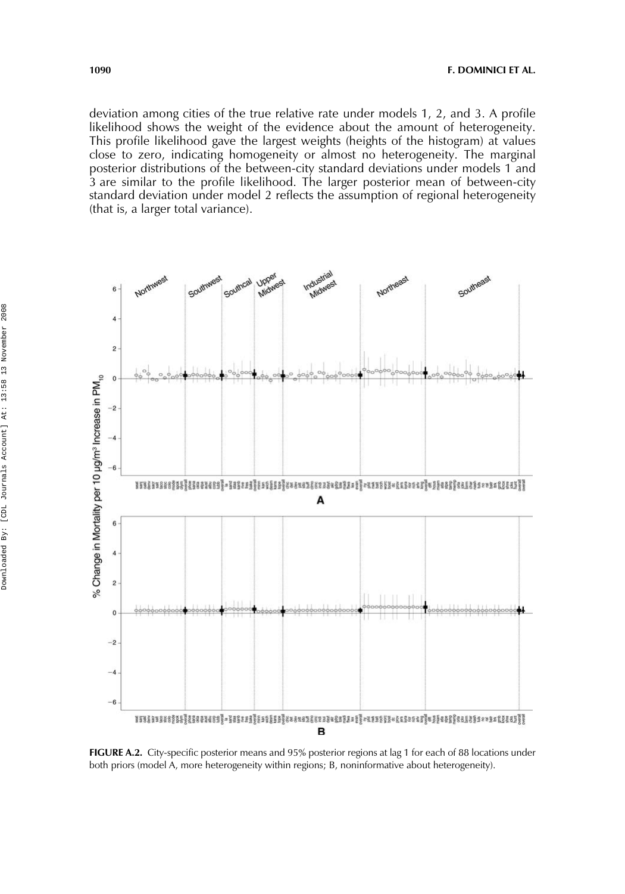deviation among cities of the true relative rate under models 1, 2, and 3. A profile likelihood shows the weight of the evidence about the amount of heterogeneity. This profile likelihood gave the largest weights (heights of the histogram) at values close to zero, indicating homogeneity or almost no heterogeneity. The marginal posterior distributions of the between-city standard deviations under models 1 and 3 are similar to the profile likelihood. The larger posterior mean of between-city standard deviation under model 2 reflects the assumption of regional heterogeneity (that is, a larger total variance).

**FIGURE A.2.** City-specific posterior means and 95% posterior regions at lag 1 for each of 88 locations under both priors (model A, more heterogeneity within regions; B, noninformative about heterogeneity).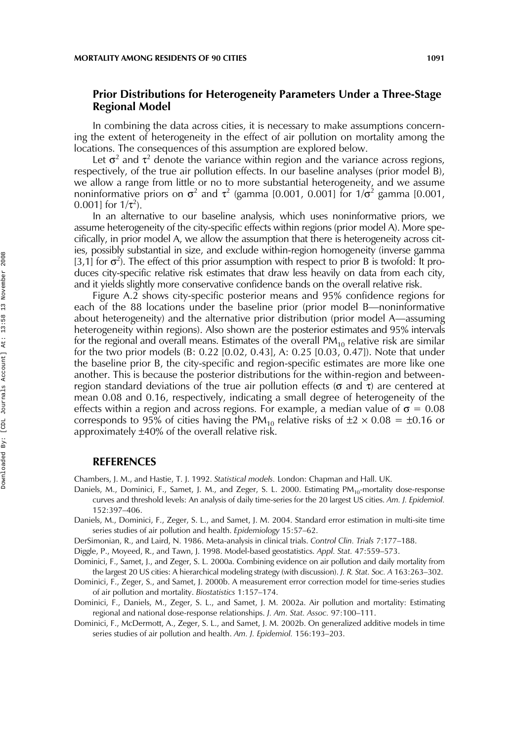## Prior Distributions for Heterogeneity Parameters Under a Three-Stage Regional Model

In combining the data across cities, it is necessary to make assumptions concerning the extent of heterogeneity in the effect of air pollution on mortality among the locations. The consequences of this assumption are explored below.

Let $\sigma^2$ and $\tau^2$ denote the variance within region and the variance across regions, respectively, of the true air pollution effects. In our baseline analyses (prior model B), we allow a range from little or no to more substantial heterogeneity, and we assume noninformative priors on $\sigma^2$ and $\tau^2$ (gamma [0.001, 0.001] for $1/\sigma^2$ gamma [0.001, 0.001] for $1/\tau^2$).

In an alternative to our baseline analysis, which uses noninformative priors, we assume heterogeneity of the city-specific effects within regions (prior model A). More specifically, in prior model A, we allow the assumption that there is heterogeneity across cities, possibly substantial in size, and exclude within-region homogeneity (inverse gamma [3,1] for $\sigma^2$). The effect of this prior assumption with respect to prior B is twofold: It produces city-specific relative risk estimates that draw less heavily on data from each city, and it yields slightly more conservative confidence bands on the overall relative risk.

Figure A.2 shows city-specific posterior means and 95% confidence regions for each of the 88 locations under the baseline prior (prior model B—noninformative about heterogeneity) and the alternative prior distribution (prior model A—assuming heterogeneity within regions). Also shown are the posterior estimates and 95% intervals for the regional and overall means. Estimates of the overall $PM_{10}$ relative risk are similar for the two prior models (B: 0.22 [0.02, 0.43], A: 0.25 [0.03, 0.47]). Note that under the baseline prior B, the city-specific and region-specific estimates are more like one another. This is because the posterior distributions for the within-region and between-region standard deviations of the true air pollution effects ($\sigma$ and $\tau$) are centered at mean 0.08 and 0.16, respectively, indicating a small degree of heterogeneity of the effects within a region and across regions. For example, a median value of $\sigma = 0.08$ corresponds to 95% of cities having the $PM_{10}$ relative risks of $\pm 2 \times 0.08 = \pm 0.16$ or approximately ±40% of the overall relative risk.

## REFERENCES

Chambers, J. M., and Hastie, T. J. 1992. *Statistical models.* London: Chapman and Hall. UK.

Daniels, M., Dominici, F., Samet, J. M., and Zeger, S. L. 2000. Estimating $PM_{10}$-mortality dose-response curves and threshold levels: An analysis of daily time-series for the 20 largest US cities. *Am. J. Epidemiol.* 152:397–406.

Daniels, M., Dominici, F., Zeger, S. L., and Samet, J. M. 2004. Standard error estimation in multi-site time series studies of air pollution and health. *Epidemiology* 15:57–62.

DerSimonian, R., and Laird, N. 1986. Meta-analysis in clinical trials. *Control Clin. Trials* 7:177–188.

Diggle, P., Moyeed, R., and Tawn, J. 1998. Model-based geostatistics. *Appl. Stat.* 47:559–573.

Dominici, F., Samet, J., and Zeger, S. L. 2000a. Combining evidence on air pollution and daily mortality from the largest 20 US cities: A hierarchical modeling strategy (with discussion). *J. R. Stat. Soc. A* 163:263–302.

Dominici, F., Zeger, S., and Samet, J. 2000b. A measurement error correction model for time-series studies of air pollution and mortality. *Biostatistics* 1:157–174.

Dominici, F., Daniels, M., Zeger, S. L., and Samet, J. M. 2002a. Air pollution and mortality: Estimating regional and national dose-response relationships. *J. Am. Stat. Assoc.* 97:100–111.

Dominici, F., McDermott, A., Zeger, S. L., and Samet, J. M. 2002b. On generalized additive models in time series studies of air pollution and health. *Am. J. Epidemiol.* 156:193–203.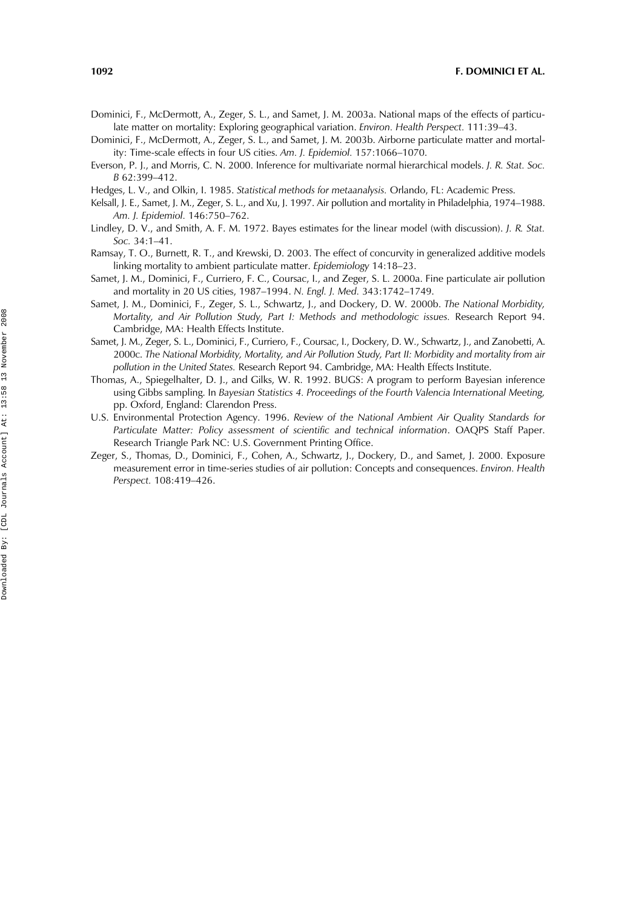Dominici, F., McDermott, A., Zeger, S. L., and Samet, J. M. 2003a. National maps of the effects of particulate matter on mortality: Exploring geographical variation. *Environ. Health Perspect.* 111:39–43.

Dominici, F., McDermott, A., Zeger, S. L., and Samet, J. M. 2003b. Airborne particulate matter and mortality: Time-scale effects in four US cities. *Am. J. Epidemiol.* 157:1066–1070.

Everson, P. J., and Morris, C. N. 2000. Inference for multivariate normal hierarchical models. *J. R. Stat. Soc. B* 62:399–412.

Hedges, L. V., and Olkin, I. 1985. *Statistical methods for metaanalysis.* Orlando, FL: Academic Press.

Kelsall, J. E., Samet, J. M., Zeger, S. L., and Xu, J. 1997. Air pollution and mortality in Philadelphia, 1974–1988. *Am. J. Epidemiol.* 146:750–762.

Lindley, D. V., and Smith, A. F. M. 1972. Bayes estimates for the linear model (with discussion). *J. R. Stat. Soc.* 34:1–41.

Ramsay, T. O., Burnett, R. T., and Krewski, D. 2003. The effect of concurvity in generalized additive models linking mortality to ambient particulate matter. *Epidemiology* 14:18–23.

Samet, J. M., Dominici, F., Curriero, F. C., Coursac, I., and Zeger, S. L. 2000a. Fine particulate air pollution and mortality in 20 US cities, 1987–1994. *N. Engl. J. Med.* 343:1742–1749.

Samet, J. M., Dominici, F., Zeger, S. L., Schwartz, J., and Dockery, D. W. 2000b. *The National Morbidity, Mortality, and Air Pollution Study, Part I: Methods and methodologic issues.* Research Report 94. Cambridge, MA: Health Effects Institute.

Samet, J. M., Zeger, S. L., Dominici, F., Curriero, F., Coursac, I., Dockery, D. W., Schwartz, J., and Zanobetti, A. 2000c. *The National Morbidity, Mortality, and Air Pollution Study, Part II: Morbidity and mortality from air pollution in the United States.* Research Report 94. Cambridge, MA: Health Effects Institute.

Thomas, A., Spiegelhalter, D. J., and Gilks, W. R. 1992. BUGS: A program to perform Bayesian inference using Gibbs sampling. In *Bayesian Statistics 4. Proceedings of the Fourth Valencia International Meeting,* pp. Oxford, England: Clarendon Press.

U.S. Environmental Protection Agency. 1996. *Review of the National Ambient Air Quality Standards for Particulate Matter: Policy assessment of scientific and technical information*. OAQPS Staff Paper. Research Triangle Park NC: U.S. Government Printing Office.

Zeger, S., Thomas, D., Dominici, F., Cohen, A., Schwartz, J., Dockery, D., and Samet, J. 2000. Exposure measurement error in time-series studies of air pollution: Concepts and consequences. *Environ. Health Perspect.* 108:419–426.